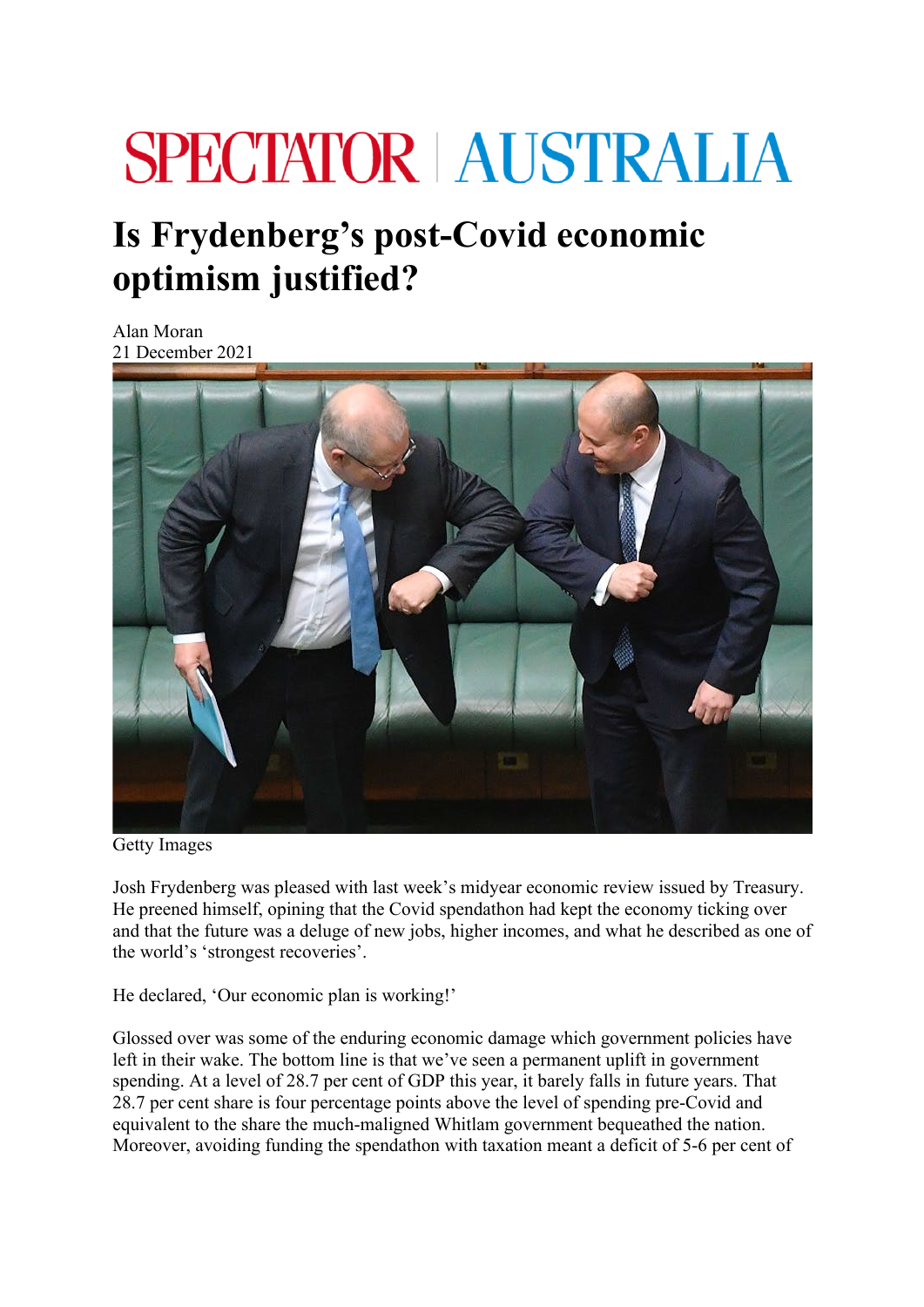SPECTATOR | AUSTRALIA

# Is Frydenberg's post-Covid economic optimism justified?

Alan Moran
21 December 2021

Getty Images

Josh Frydenberg was pleased with last week's midyear economic review issued by Treasury. He preened himself, opining that the Covid spendathon had kept the economy ticking over and that the future was a deluge of new jobs, higher incomes, and what he described as one of the world's 'strongest recoveries'.

He declared, 'Our economic plan is working!'

Glossed over was some of the enduring economic damage which government policies have left in their wake. The bottom line is that we've seen a permanent uplift in government spending. At a level of 28.7 per cent of GDP this year, it barely falls in future years. That 28.7 per cent share is four percentage points above the level of spending pre-Covid and equivalent to the share the much-maligned Whitlam government bequeathed the nation. Moreover, avoiding funding the spendathon with taxation meant a deficit of 5-6 per cent of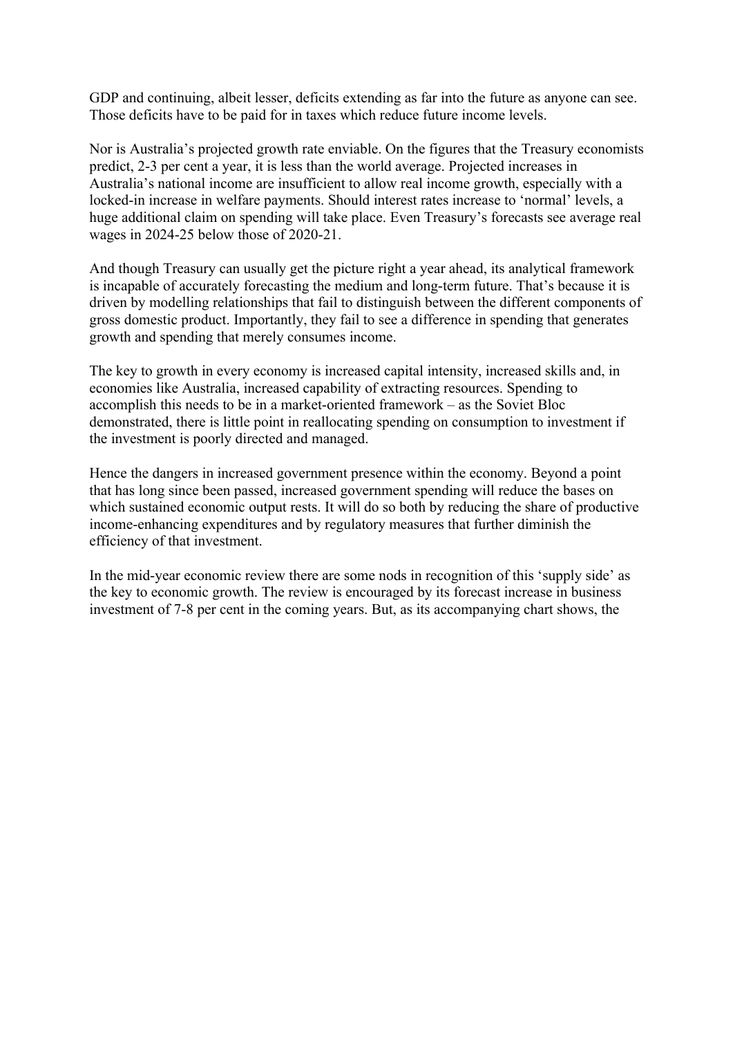GDP and continuing, albeit lesser, deficits extending as far into the future as anyone can see. Those deficits have to be paid for in taxes which reduce future income levels.

Nor is Australia's projected growth rate enviable. On the figures that the Treasury economists predict, 2-3 per cent a year, it is less than the world average. Projected increases in Australia's national income are insufficient to allow real income growth, especially with a locked-in increase in welfare payments. Should interest rates increase to 'normal' levels, a huge additional claim on spending will take place. Even Treasury's forecasts see average real wages in 2024-25 below those of 2020-21.

And though Treasury can usually get the picture right a year ahead, its analytical framework is incapable of accurately forecasting the medium and long-term future. That's because it is driven by modelling relationships that fail to distinguish between the different components of gross domestic product. Importantly, they fail to see a difference in spending that generates growth and spending that merely consumes income.

The key to growth in every economy is increased capital intensity, increased skills and, in economies like Australia, increased capability of extracting resources. Spending to accomplish this needs to be in a market-oriented framework – as the Soviet Bloc demonstrated, there is little point in reallocating spending on consumption to investment if the investment is poorly directed and managed.

Hence the dangers in increased government presence within the economy. Beyond a point that has long since been passed, increased government spending will reduce the bases on which sustained economic output rests. It will do so both by reducing the share of productive income-enhancing expenditures and by regulatory measures that further diminish the efficiency of that investment.

In the mid-year economic review there are some nods in recognition of this 'supply side' as the key to economic growth. The review is encouraged by its forecast increase in business investment of 7-8 per cent in the coming years. But, as its accompanying chart shows, the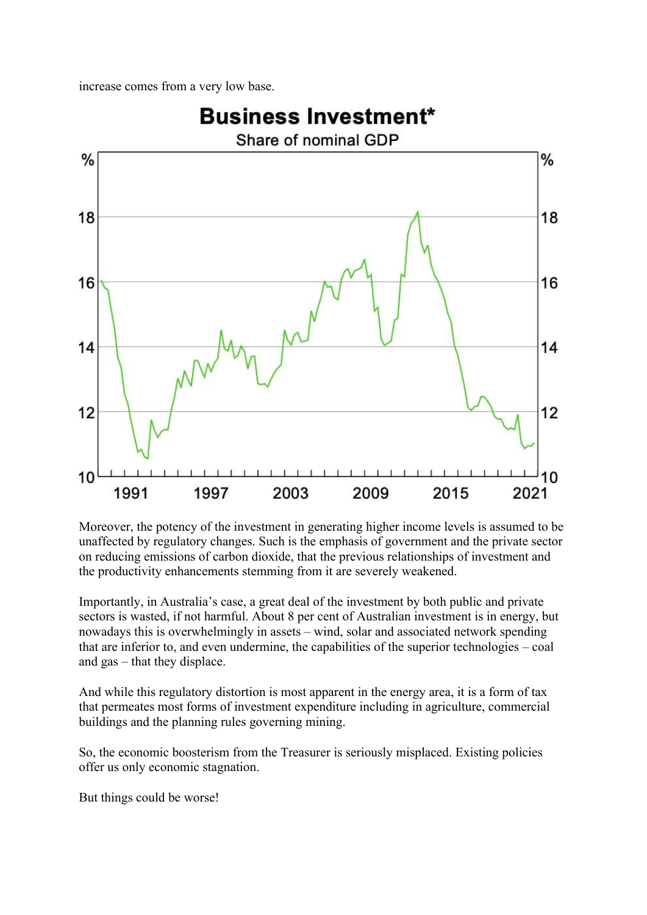increase comes from a very low base.

**Business Investment***

Share of nominal GDP

Moreover, the potency of the investment in generating higher income levels is assumed to be unaffected by regulatory changes. Such is the emphasis of government and the private sector on reducing emissions of carbon dioxide, that the previous relationships of investment and the productivity enhancements stemming from it are severely weakened.

Importantly, in Australia's case, a great deal of the investment by both public and private sectors is wasted, if not harmful. About 8 per cent of Australian investment is in energy, but nowadays this is overwhelmingly in assets – wind, solar and associated network spending that are inferior to, and even undermine, the capabilities of the superior technologies – coal and gas – that they displace.

And while this regulatory distortion is most apparent in the energy area, it is a form of tax that permeates most forms of investment expenditure including in agriculture, commercial buildings and the planning rules governing mining.

So, the economic boosterism from the Treasurer is seriously misplaced. Existing policies offer us only economic stagnation.

But things could be worse!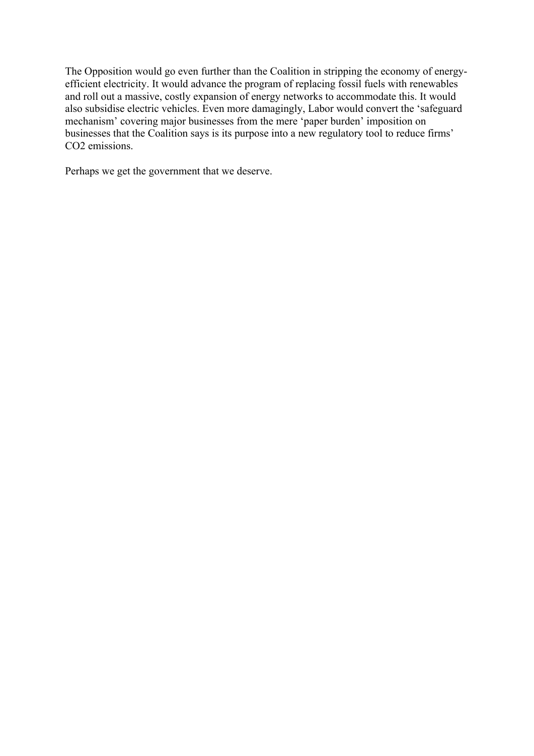The Opposition would go even further than the Coalition in stripping the economy of energy-efficient electricity. It would advance the program of replacing fossil fuels with renewables and roll out a massive, costly expansion of energy networks to accommodate this. It would also subsidise electric vehicles. Even more damagingly, Labor would convert the 'safeguard mechanism' covering major businesses from the mere 'paper burden' imposition on businesses that the Coalition says is its purpose into a new regulatory tool to reduce firms' $CO_2$ emissions.

Perhaps we get the government that we deserve.